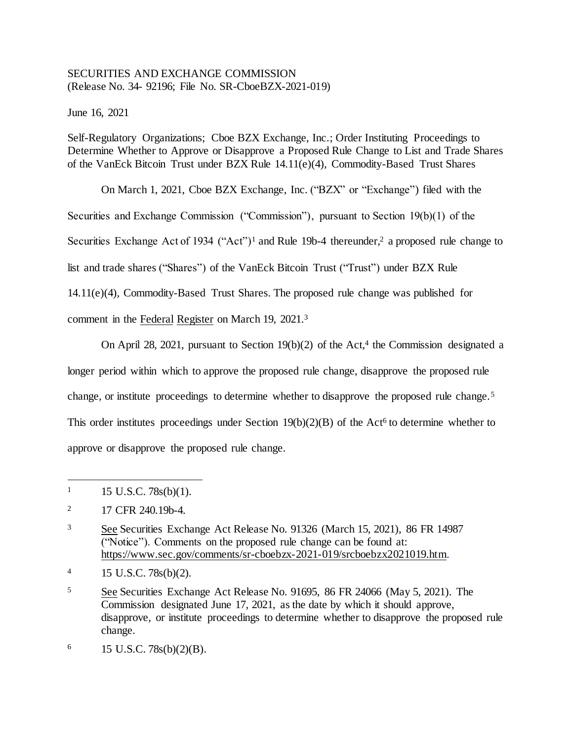SECURITIES AND EXCHANGE COMMISSION
(Release No. 34- 92196; File No. SR-CboeBZX-2021-019)

June 16, 2021

Self-Regulatory Organizations; Cboe BZX Exchange, Inc.; Order Instituting Proceedings to Determine Whether to Approve or Disapprove a Proposed Rule Change to List and Trade Shares of the VanEck Bitcoin Trust under BZX Rule 14.11(e)(4), Commodity-Based Trust Shares

On March 1, 2021, Cboe BZX Exchange, Inc. ("BZX" or "Exchange") filed with the Securities and Exchange Commission ("Commission"), pursuant to Section 19(b)(1) of the Securities Exchange Act of 1934 ("Act")[1] and Rule 19b-4 thereunder,[2] a proposed rule change to list and trade shares ("Shares") of the VanEck Bitcoin Trust ("Trust") under BZX Rule 14.11(e)(4), Commodity-Based Trust Shares. The proposed rule change was published for comment in the Federal Register on March 19, 2021.[3]

On April 28, 2021, pursuant to Section 19(b)(2) of the Act,[4] the Commission designated a longer period within which to approve the proposed rule change, disapprove the proposed rule change, or institute proceedings to determine whether to disapprove the proposed rule change.[5] This order institutes proceedings under Section 19(b)(2)(B) of the Act[6] to determine whether to approve or disapprove the proposed rule change.

---

1 15 U.S.C. 78s(b)(1).

2 17 CFR 240.19b-4.

3 See Securities Exchange Act Release No. 91326 (March 15, 2021), 86 FR 14987 ("Notice"). Comments on the proposed rule change can be found at: https://www.sec.gov/comments/sr-cboebzx-2021-019/srcboebzx2021019.htm.

4 15 U.S.C. 78s(b)(2).

5 See Securities Exchange Act Release No. 91695, 86 FR 24066 (May 5, 2021). The Commission designated June 17, 2021, as the date by which it should approve, disapprove, or institute proceedings to determine whether to disapprove the proposed rule change.

6 15 U.S.C. 78s(b)(2)(B).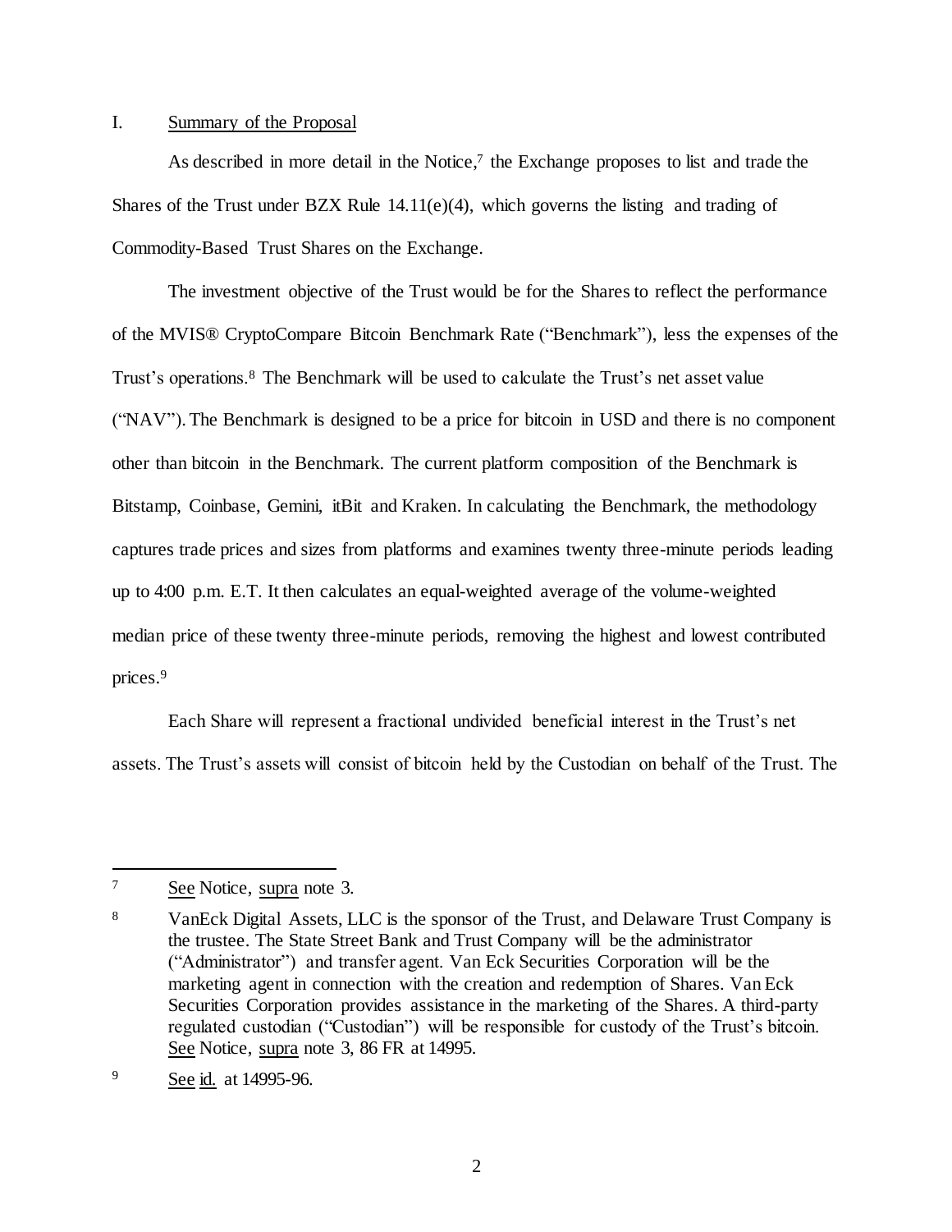## I. Summary of the Proposal

As described in more detail in the Notice,[7] the Exchange proposes to list and trade the Shares of the Trust under BZX Rule 14.11(e)(4), which governs the listing and trading of Commodity-Based Trust Shares on the Exchange.

The investment objective of the Trust would be for the Shares to reflect the performance of the MVIS® CryptoCompare Bitcoin Benchmark Rate ("Benchmark"), less the expenses of the Trust's operations.[8] The Benchmark will be used to calculate the Trust's net asset value ("NAV"). The Benchmark is designed to be a price for bitcoin in USD and there is no component other than bitcoin in the Benchmark. The current platform composition of the Benchmark is Bitstamp, Coinbase, Gemini, itBit and Kraken. In calculating the Benchmark, the methodology captures trade prices and sizes from platforms and examines twenty three-minute periods leading up to 4:00 p.m. E.T. It then calculates an equal-weighted average of the volume-weighted median price of these twenty three-minute periods, removing the highest and lowest contributed prices.[9]

Each Share will represent a fractional undivided beneficial interest in the Trust's net assets. The Trust's assets will consist of bitcoin held by the Custodian on behalf of the Trust. The

---

[7] See Notice, supra note 3.

[8] VanEck Digital Assets, LLC is the sponsor of the Trust, and Delaware Trust Company is the trustee. The State Street Bank and Trust Company will be the administrator ("Administrator") and transfer agent. Van Eck Securities Corporation will be the marketing agent in connection with the creation and redemption of Shares. Van Eck Securities Corporation provides assistance in the marketing of the Shares. A third-party regulated custodian ("Custodian") will be responsible for custody of the Trust's bitcoin. See Notice, supra note 3, 86 FR at 14995.

[9] See id. at 14995-96.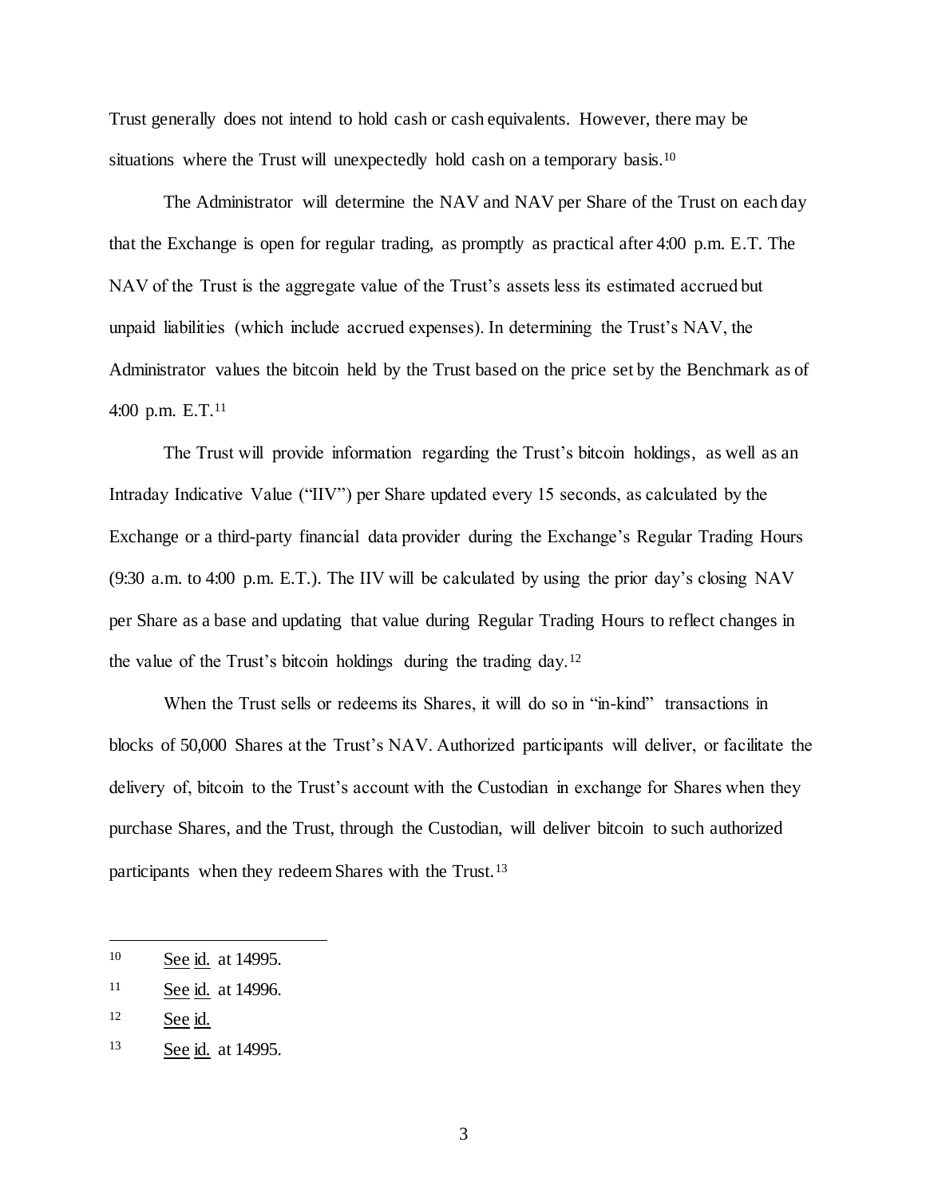Trust generally does not intend to hold cash or cash equivalents. However, there may be situations where the Trust will unexpectedly hold cash on a temporary basis.[10]

The Administrator will determine the NAV and NAV per Share of the Trust on each day that the Exchange is open for regular trading, as promptly as practical after 4:00 p.m. E.T. The NAV of the Trust is the aggregate value of the Trust's assets less its estimated accrued but unpaid liabilities (which include accrued expenses). In determining the Trust's NAV, the Administrator values the bitcoin held by the Trust based on the price set by the Benchmark as of 4:00 p.m. E.T.[11]

The Trust will provide information regarding the Trust's bitcoin holdings, as well as an Intraday Indicative Value ("IIV") per Share updated every 15 seconds, as calculated by the Exchange or a third-party financial data provider during the Exchange's Regular Trading Hours (9:30 a.m. to 4:00 p.m. E.T.). The IIV will be calculated by using the prior day's closing NAV per Share as a base and updating that value during Regular Trading Hours to reflect changes in the value of the Trust's bitcoin holdings during the trading day.[12]

When the Trust sells or redeems its Shares, it will do so in "in-kind" transactions in blocks of 50,000 Shares at the Trust's NAV. Authorized participants will deliver, or facilitate the delivery of, bitcoin to the Trust's account with the Custodian in exchange for Shares when they purchase Shares, and the Trust, through the Custodian, will deliver bitcoin to such authorized participants when they redeem Shares with the Trust.[13]

---

[10] See id. at 14995.

[11] See id. at 14996.

[12] See id.

[13] See id. at 14995.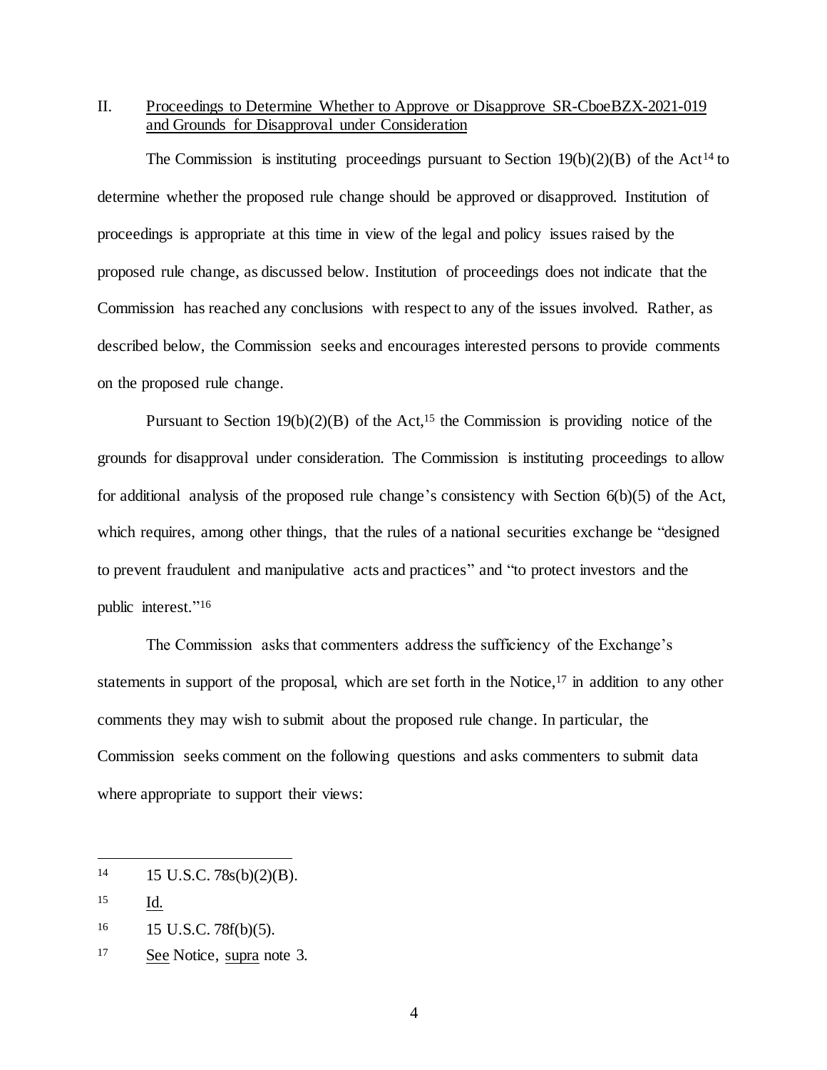## II. Proceedings to Determine Whether to Approve or Disapprove SR-CboeBZX-2021-019 and Grounds for Disapproval under Consideration

The Commission is instituting proceedings pursuant to Section 19(b)(2)(B) of the Act[14] to determine whether the proposed rule change should be approved or disapproved. Institution of proceedings is appropriate at this time in view of the legal and policy issues raised by the proposed rule change, as discussed below. Institution of proceedings does not indicate that the Commission has reached any conclusions with respect to any of the issues involved. Rather, as described below, the Commission seeks and encourages interested persons to provide comments on the proposed rule change.

Pursuant to Section 19(b)(2)(B) of the Act,[15] the Commission is providing notice of the grounds for disapproval under consideration. The Commission is instituting proceedings to allow for additional analysis of the proposed rule change's consistency with Section 6(b)(5) of the Act, which requires, among other things, that the rules of a national securities exchange be "designed to prevent fraudulent and manipulative acts and practices" and "to protect investors and the public interest."[16]

The Commission asks that commenters address the sufficiency of the Exchange's statements in support of the proposal, which are set forth in the Notice,[17] in addition to any other comments they may wish to submit about the proposed rule change. In particular, the Commission seeks comment on the following questions and asks commenters to submit data where appropriate to support their views:

---

[14] 15 U.S.C. 78s(b)(2)(B).

[15] Id.

[16] 15 U.S.C. 78f(b)(5).

[17] See Notice, supra note 3.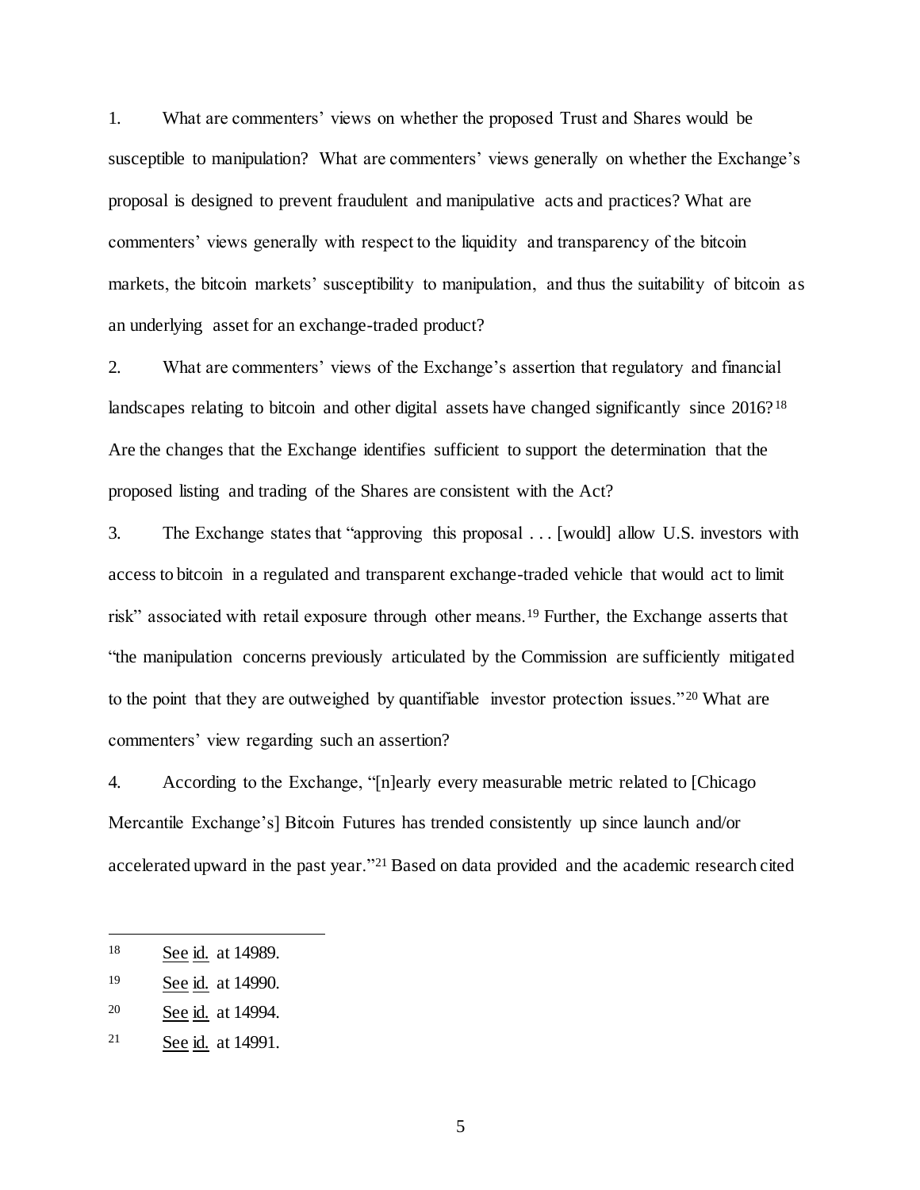1. What are commenters' views on whether the proposed Trust and Shares would be susceptible to manipulation? What are commenters' views generally on whether the Exchange's proposal is designed to prevent fraudulent and manipulative acts and practices? What are commenters' views generally with respect to the liquidity and transparency of the bitcoin markets, the bitcoin markets' susceptibility to manipulation, and thus the suitability of bitcoin as an underlying asset for an exchange-traded product?

2. What are commenters' views of the Exchange's assertion that regulatory and financial landscapes relating to bitcoin and other digital assets have changed significantly since 2016?[18] Are the changes that the Exchange identifies sufficient to support the determination that the proposed listing and trading of the Shares are consistent with the Act?

3. The Exchange states that "approving this proposal . . . [would] allow U.S. investors with access to bitcoin in a regulated and transparent exchange-traded vehicle that would act to limit risk" associated with retail exposure through other means.[19] Further, the Exchange asserts that "the manipulation concerns previously articulated by the Commission are sufficiently mitigated to the point that they are outweighed by quantifiable investor protection issues."[20] What are commenters' view regarding such an assertion?

4. According to the Exchange, "[n]early every measurable metric related to [Chicago Mercantile Exchange's] Bitcoin Futures has trended consistently up since launch and/or accelerated upward in the past year."[21] Based on data provided and the academic research cited

---

[18] See id. at 14989.

[19] See id. at 14990.

[20] See id. at 14994.

[21] See id. at 14991.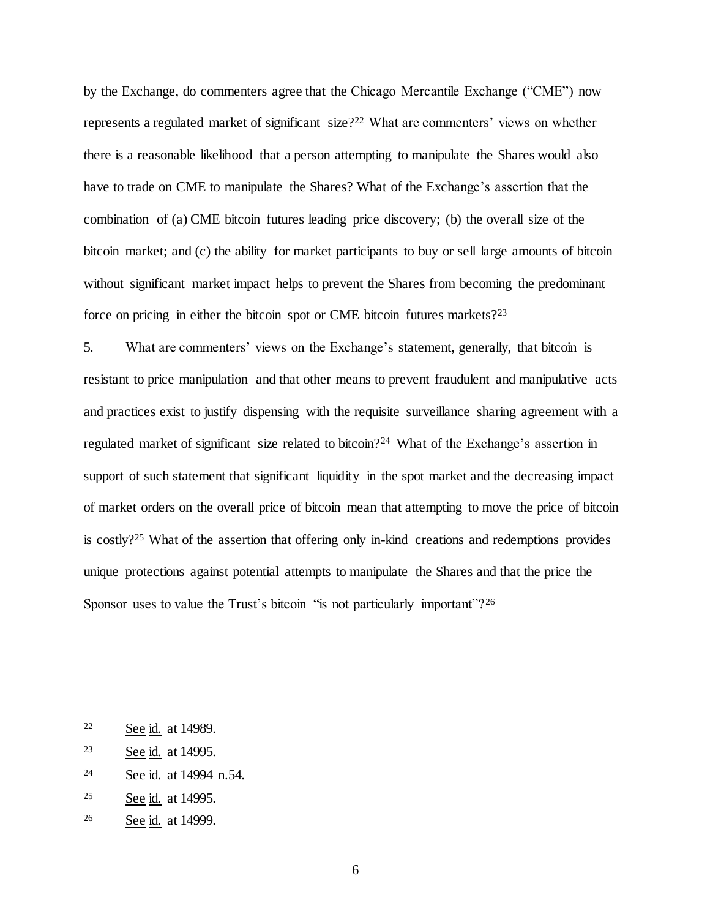by the Exchange, do commenters agree that the Chicago Mercantile Exchange ("CME") now represents a regulated market of significant size?[22] What are commenters' views on whether there is a reasonable likelihood that a person attempting to manipulate the Shares would also have to trade on CME to manipulate the Shares? What of the Exchange's assertion that the combination of (a) CME bitcoin futures leading price discovery; (b) the overall size of the bitcoin market; and (c) the ability for market participants to buy or sell large amounts of bitcoin without significant market impact helps to prevent the Shares from becoming the predominant force on pricing in either the bitcoin spot or CME bitcoin futures markets?[23]

5. What are commenters' views on the Exchange's statement, generally, that bitcoin is resistant to price manipulation and that other means to prevent fraudulent and manipulative acts and practices exist to justify dispensing with the requisite surveillance sharing agreement with a regulated market of significant size related to bitcoin?[24] What of the Exchange's assertion in support of such statement that significant liquidity in the spot market and the decreasing impact of market orders on the overall price of bitcoin mean that attempting to move the price of bitcoin is costly?[25] What of the assertion that offering only in-kind creations and redemptions provides unique protections against potential attempts to manipulate the Shares and that the price the Sponsor uses to value the Trust's bitcoin "is not particularly important"?[26]

---

[22] See id. at 14989.

[23] See id. at 14995.

[24] See id. at 14994 n.54.

[25] See id. at 14995.

[26] See id. at 14999.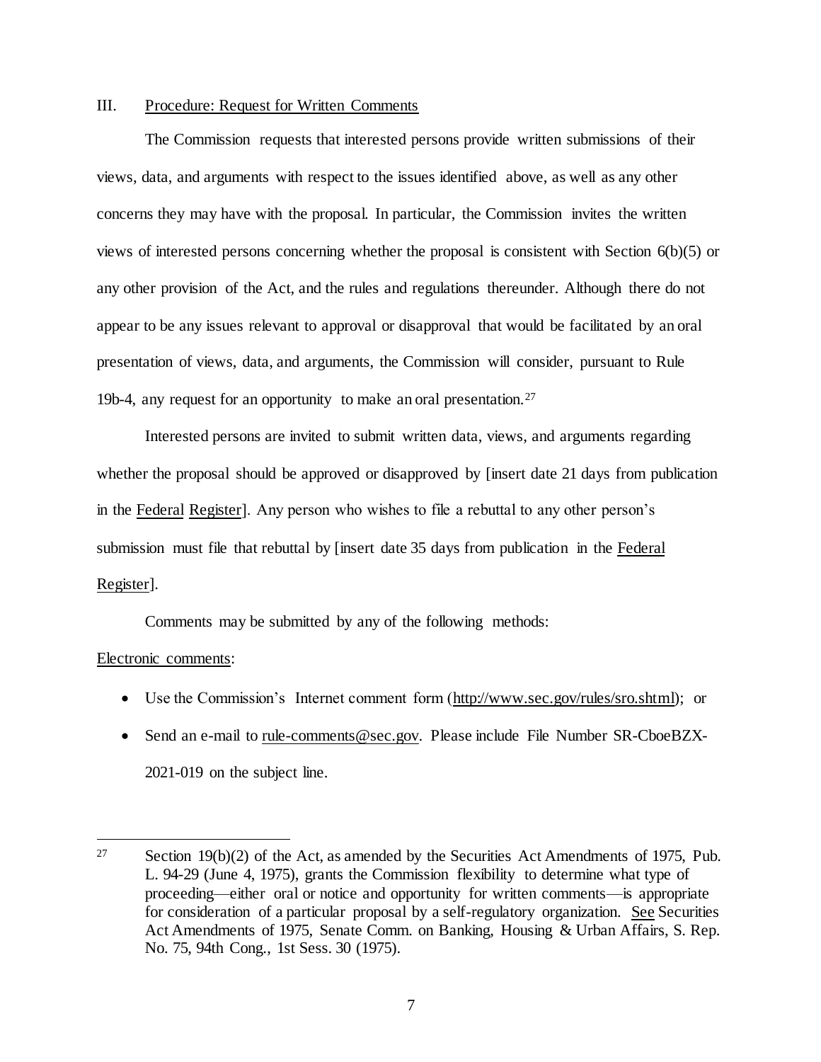## III. Procedure: Request for Written Comments

The Commission requests that interested persons provide written submissions of their views, data, and arguments with respect to the issues identified above, as well as any other concerns they may have with the proposal. In particular, the Commission invites the written views of interested persons concerning whether the proposal is consistent with Section 6(b)(5) or any other provision of the Act, and the rules and regulations thereunder. Although there do not appear to be any issues relevant to approval or disapproval that would be facilitated by an oral presentation of views, data, and arguments, the Commission will consider, pursuant to Rule 19b-4, any request for an opportunity to make an oral presentation.[27]

Interested persons are invited to submit written data, views, and arguments regarding whether the proposal should be approved or disapproved by [insert date 21 days from publication in the Federal Register]. Any person who wishes to file a rebuttal to any other person's submission must file that rebuttal by [insert date 35 days from publication in the Federal Register].

Comments may be submitted by any of the following methods:

Electronic comments:

- Use the Commission's Internet comment form (http://www.sec.gov/rules/sro.shtml); or
- Send an e-mail to rule-comments@sec.gov. Please include File Number SR-CboeBZX-2021-019 on the subject line.

---

[27] Section 19(b)(2) of the Act, as amended by the Securities Act Amendments of 1975, Pub. L. 94-29 (June 4, 1975), grants the Commission flexibility to determine what type of proceeding—either oral or notice and opportunity for written comments—is appropriate for consideration of a particular proposal by a self-regulatory organization. See Securities Act Amendments of 1975, Senate Comm. on Banking, Housing & Urban Affairs, S. Rep. No. 75, 94th Cong., 1st Sess. 30 (1975).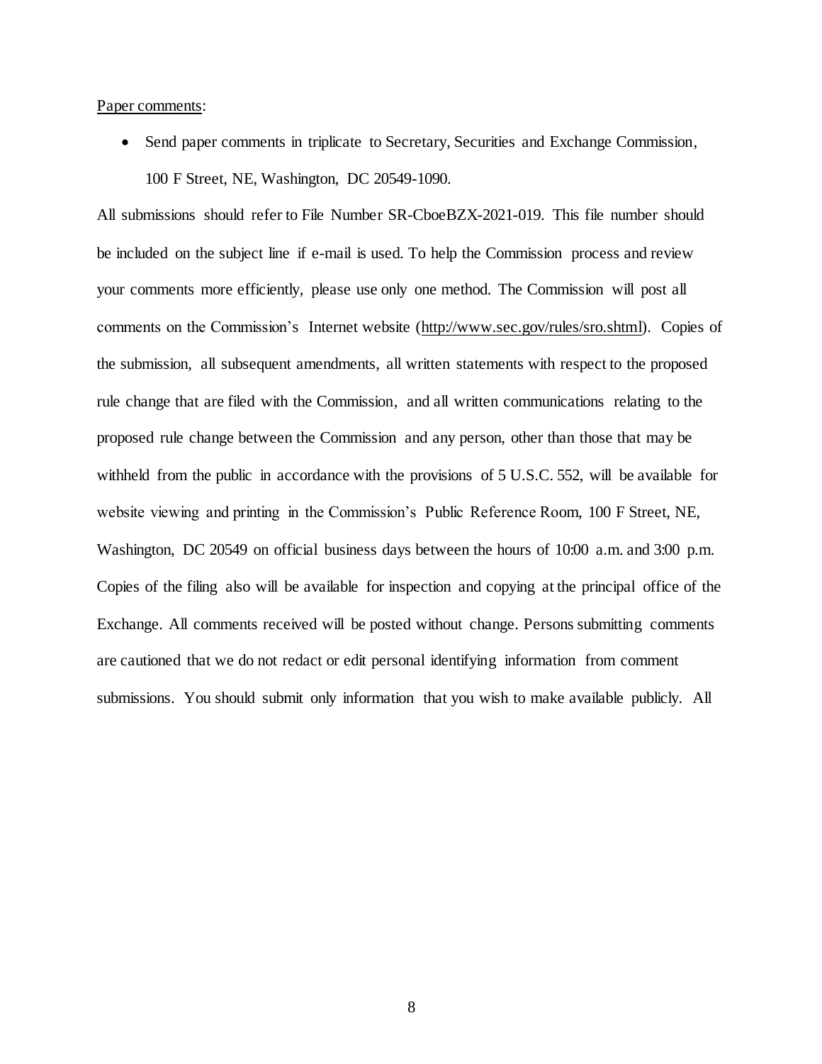Paper comments:

- Send paper comments in triplicate to Secretary, Securities and Exchange Commission, 100 F Street, NE, Washington, DC 20549-1090.

All submissions should refer to File Number SR-CboeBZX-2021-019. This file number should be included on the subject line if e-mail is used. To help the Commission process and review your comments more efficiently, please use only one method. The Commission will post all comments on the Commission's Internet website (http://www.sec.gov/rules/sro.shtml). Copies of the submission, all subsequent amendments, all written statements with respect to the proposed rule change that are filed with the Commission, and all written communications relating to the proposed rule change between the Commission and any person, other than those that may be withheld from the public in accordance with the provisions of 5 U.S.C. 552, will be available for website viewing and printing in the Commission's Public Reference Room, 100 F Street, NE, Washington, DC 20549 on official business days between the hours of 10:00 a.m. and 3:00 p.m. Copies of the filing also will be available for inspection and copying at the principal office of the Exchange. All comments received will be posted without change. Persons submitting comments are cautioned that we do not redact or edit personal identifying information from comment submissions. You should submit only information that you wish to make available publicly. All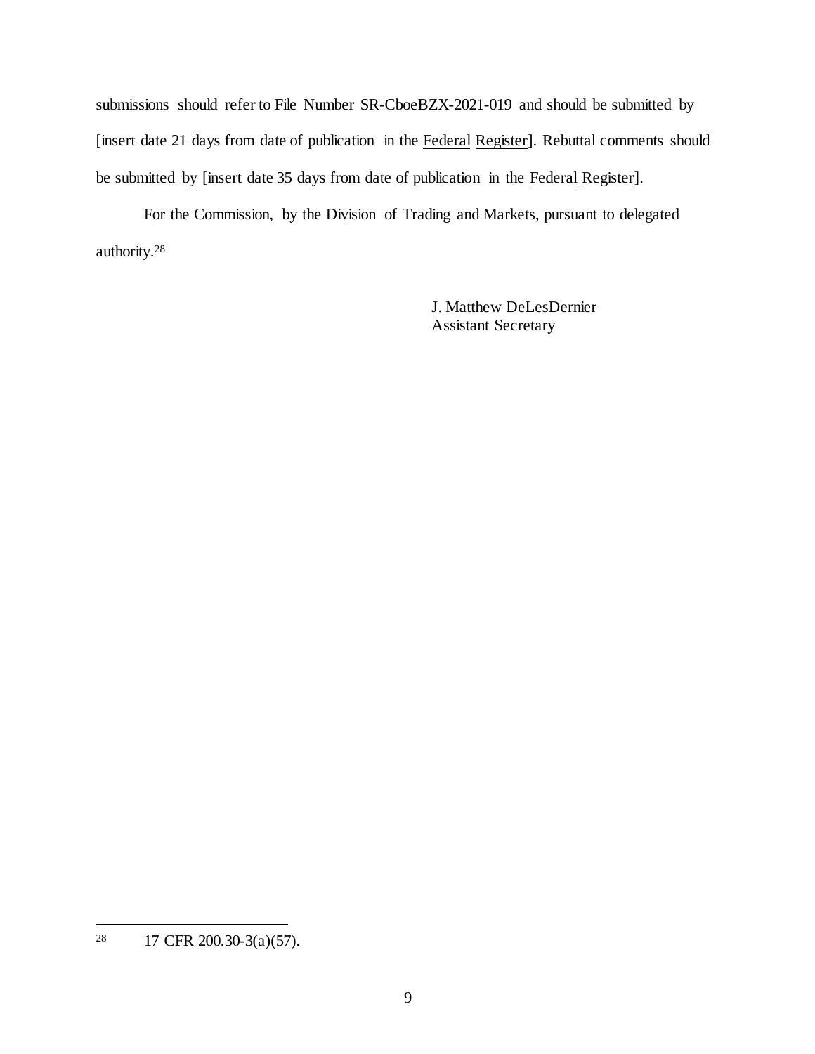submissions should refer to File Number SR-CboeBZX-2021-019 and should be submitted by [insert date 21 days from date of publication in the Federal Register]. Rebuttal comments should be submitted by [insert date 35 days from date of publication in the Federal Register].

For the Commission, by the Division of Trading and Markets, pursuant to delegated authority.[28]

J. Matthew DeLesDernier
Assistant Secretary

---

[28] 17 CFR 200.30-3(a)(57).